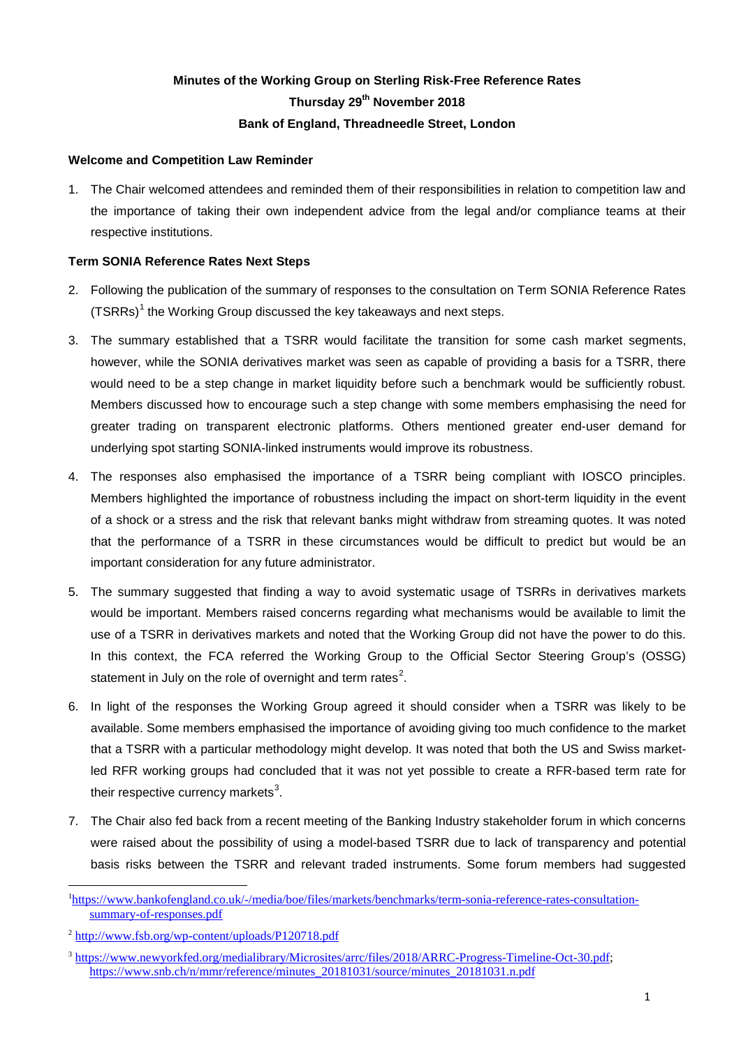# Minutes of the Working Group on Sterling Risk-Free Reference Rates

**Thursday 29th November 2018**

**Bank of England, Threadneedle Street, London**

### Welcome and Competition Law Reminder

1. The Chair welcomed attendees and reminded them of their responsibilities in relation to competition law and the importance of taking their own independent advice from the legal and/or compliance teams at their respective institutions.

### Term SONIA Reference Rates Next Steps

2. Following the publication of the summary of responses to the consultation on Term SONIA Reference Rates (TSRRs)[1] the Working Group discussed the key takeaways and next steps.

3. The summary established that a TSRR would facilitate the transition for some cash market segments, however, while the SONIA derivatives market was seen as capable of providing a basis for a TSRR, there would need to be a step change in market liquidity before such a benchmark would be sufficiently robust. Members discussed how to encourage such a step change with some members emphasising the need for greater trading on transparent electronic platforms. Others mentioned greater end-user demand for underlying spot starting SONIA-linked instruments would improve its robustness.

4. The responses also emphasised the importance of a TSRR being compliant with IOSCO principles. Members highlighted the importance of robustness including the impact on short-term liquidity in the event of a shock or a stress and the risk that relevant banks might withdraw from streaming quotes. It was noted that the performance of a TSRR in these circumstances would be difficult to predict but would be an important consideration for any future administrator.

5. The summary suggested that finding a way to avoid systematic usage of TSRRs in derivatives markets would be important. Members raised concerns regarding what mechanisms would be available to limit the use of a TSRR in derivatives markets and noted that the Working Group did not have the power to do this. In this context, the FCA referred the Working Group to the Official Sector Steering Group's (OSSG) statement in July on the role of overnight and term rates[2].

6. In light of the responses the Working Group agreed it should consider when a TSRR was likely to be available. Some members emphasised the importance of avoiding giving too much confidence to the market that a TSRR with a particular methodology might develop. It was noted that both the US and Swiss market-led RFR working groups had concluded that it was not yet possible to create a RFR-based term rate for their respective currency markets[3].

7. The Chair also fed back from a recent meeting of the Banking Industry stakeholder forum in which concerns were raised about the possibility of using a model-based TSRR due to lack of transparency and potential basis risks between the TSRR and relevant traded instruments. Some forum members had suggested

---

[1] https://www.bankofengland.co.uk/-/media/boe/files/markets/benchmarks/term-sonia-reference-rates-consultation-summary-of-responses.pdf

[2] http://www.fsb.org/wp-content/uploads/P120718.pdf

[3] https://www.newyorkfed.org/medialibrary/Microsites/arrc/files/2018/ARRC-Progress-Timeline-Oct-30.pdf; https://www.snb.ch/n/mmr/reference/minutes_20181031/source/minutes_20181031.n.pdf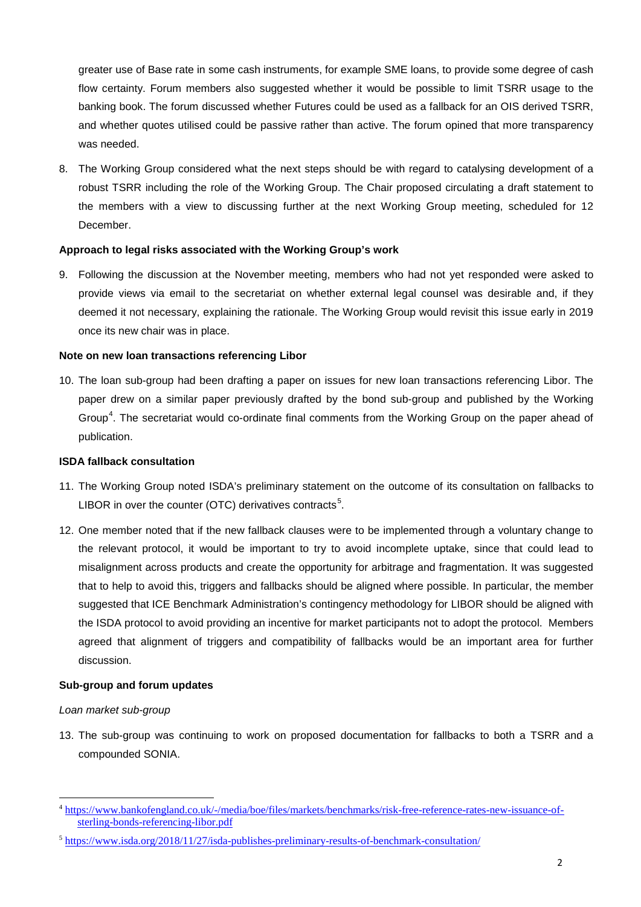greater use of Base rate in some cash instruments, for example SME loans, to provide some degree of cash flow certainty. Forum members also suggested whether it would be possible to limit TSRR usage to the banking book. The forum discussed whether Futures could be used as a fallback for an OIS derived TSRR, and whether quotes utilised could be passive rather than active. The forum opined that more transparency was needed.

8. The Working Group considered what the next steps should be with regard to catalysing development of a robust TSRR including the role of the Working Group. The Chair proposed circulating a draft statement to the members with a view to discussing further at the next Working Group meeting, scheduled for 12 December.

**Approach to legal risks associated with the Working Group's work**

9. Following the discussion at the November meeting, members who had not yet responded were asked to provide views via email to the secretariat on whether external legal counsel was desirable and, if they deemed it not necessary, explaining the rationale. The Working Group would revisit this issue early in 2019 once its new chair was in place.

**Note on new loan transactions referencing Libor**

10. The loan sub-group had been drafting a paper on issues for new loan transactions referencing Libor. The paper drew on a similar paper previously drafted by the bond sub-group and published by the Working Group[4]. The secretariat would co-ordinate final comments from the Working Group on the paper ahead of publication.

**ISDA fallback consultation**

11. The Working Group noted ISDA's preliminary statement on the outcome of its consultation on fallbacks to LIBOR in over the counter (OTC) derivatives contracts[5].

12. One member noted that if the new fallback clauses were to be implemented through a voluntary change to the relevant protocol, it would be important to try to avoid incomplete uptake, since that could lead to misalignment across products and create the opportunity for arbitrage and fragmentation. It was suggested that to help to avoid this, triggers and fallbacks should be aligned where possible. In particular, the member suggested that ICE Benchmark Administration's contingency methodology for LIBOR should be aligned with the ISDA protocol to avoid providing an incentive for market participants not to adopt the protocol. Members agreed that alignment of triggers and compatibility of fallbacks would be an important area for further discussion.

**Sub-group and forum updates**

*Loan market sub-group*

13. The sub-group was continuing to work on proposed documentation for fallbacks to both a TSRR and a compounded SONIA.

---

[4] https://www.bankofengland.co.uk/-/media/boe/files/markets/benchmarks/risk-free-reference-rates-new-issuance-of-sterling-bonds-referencing-libor.pdf

[5] https://www.isda.org/2018/11/27/isda-publishes-preliminary-results-of-benchmark-consultation/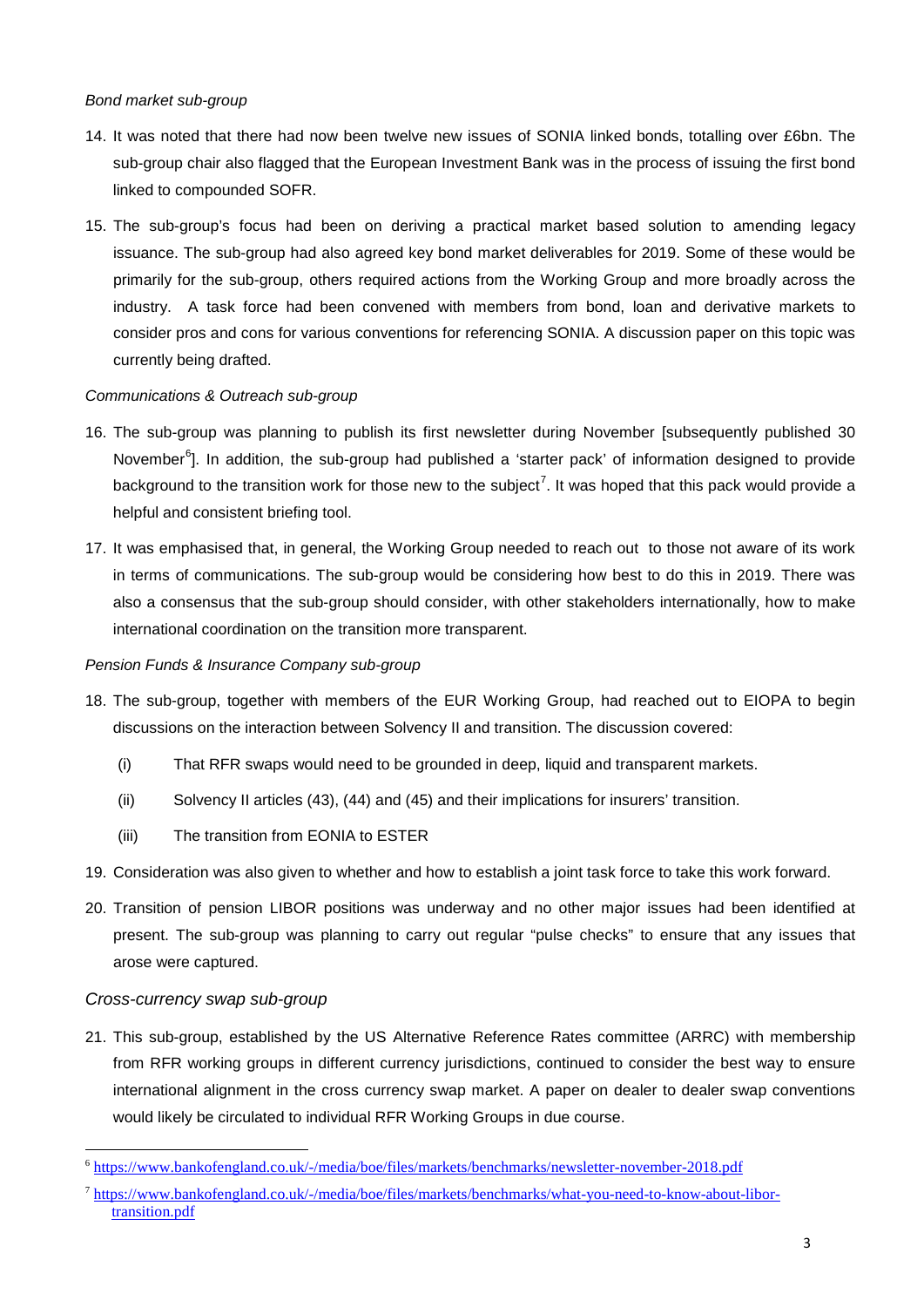*Bond market sub-group*

14. It was noted that there had now been twelve new issues of SONIA linked bonds, totalling over £6bn. The sub-group chair also flagged that the European Investment Bank was in the process of issuing the first bond linked to compounded SOFR.

15. The sub-group's focus had been on deriving a practical market based solution to amending legacy issuance. The sub-group had also agreed key bond market deliverables for 2019. Some of these would be primarily for the sub-group, others required actions from the Working Group and more broadly across the industry. A task force had been convened with members from bond, loan and derivative markets to consider pros and cons for various conventions for referencing SONIA. A discussion paper on this topic was currently being drafted.

*Communications & Outreach sub-group*

16. The sub-group was planning to publish its first newsletter during November [subsequently published 30 November[6]]. In addition, the sub-group had published a 'starter pack' of information designed to provide background to the transition work for those new to the subject[7]. It was hoped that this pack would provide a helpful and consistent briefing tool.

17. It was emphasised that, in general, the Working Group needed to reach out to those not aware of its work in terms of communications. The sub-group would be considering how best to do this in 2019. There was also a consensus that the sub-group should consider, with other stakeholders internationally, how to make international coordination on the transition more transparent.

*Pension Funds & Insurance Company sub-group*

18. The sub-group, together with members of the EUR Working Group, had reached out to EIOPA to begin discussions on the interaction between Solvency II and transition. The discussion covered:

    (i) That RFR swaps would need to be grounded in deep, liquid and transparent markets.

    (ii) Solvency II articles (43), (44) and (45) and their implications for insurers' transition.

    (iii) The transition from EONIA to ESTER

19. Consideration was also given to whether and how to establish a joint task force to take this work forward.

20. Transition of pension LIBOR positions was underway and no other major issues had been identified at present. The sub-group was planning to carry out regular "pulse checks" to ensure that any issues that arose were captured.

*Cross-currency swap sub-group*

21. This sub-group, established by the US Alternative Reference Rates committee (ARRC) with membership from RFR working groups in different currency jurisdictions, continued to consider the best way to ensure international alignment in the cross currency swap market. A paper on dealer to dealer swap conventions would likely be circulated to individual RFR Working Groups in due course.

---

[6] https://www.bankofengland.co.uk/-/media/boe/files/markets/benchmarks/newsletter-november-2018.pdf

[7] https://www.bankofengland.co.uk/-/media/boe/files/markets/benchmarks/what-you-need-to-know-about-libor-transition.pdf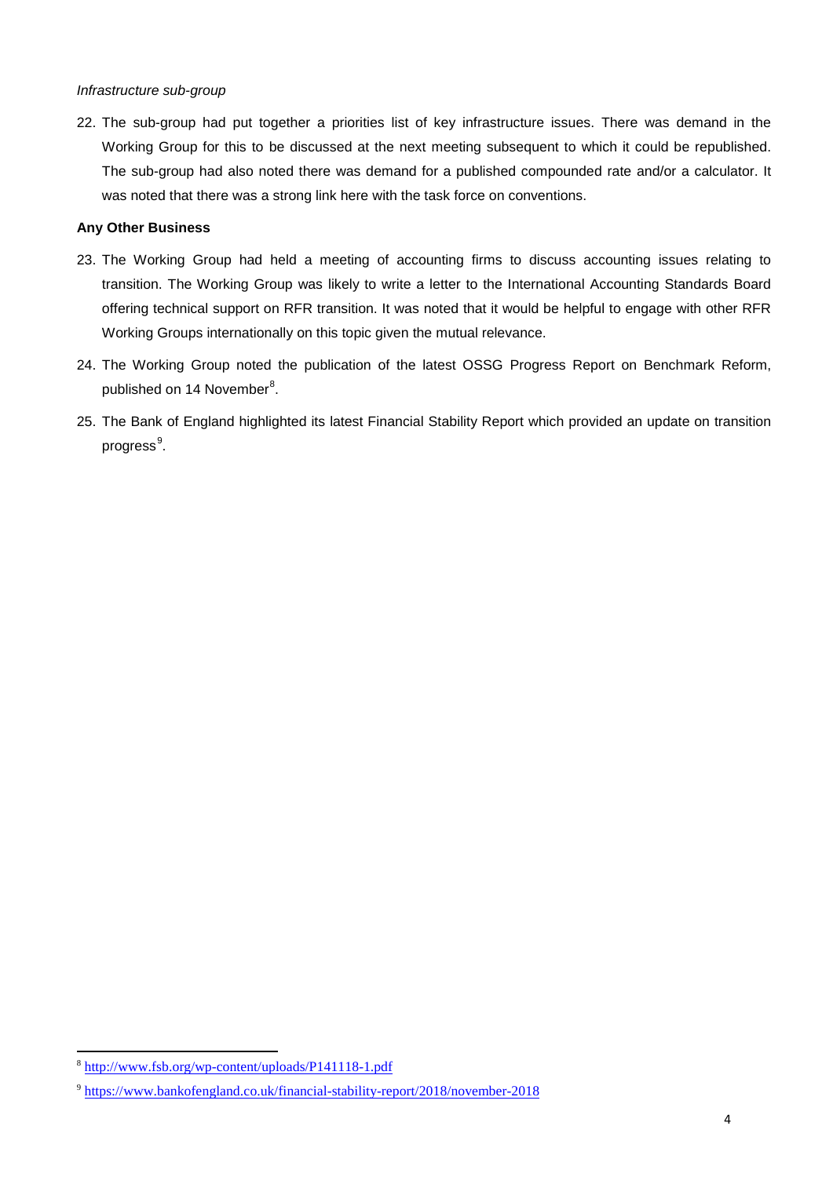*Infrastructure sub-group*

22. The sub-group had put together a priorities list of key infrastructure issues. There was demand in the Working Group for this to be discussed at the next meeting subsequent to which it could be republished. The sub-group had also noted there was demand for a published compounded rate and/or a calculator. It was noted that there was a strong link here with the task force on conventions.

**Any Other Business**

23. The Working Group had held a meeting of accounting firms to discuss accounting issues relating to transition. The Working Group was likely to write a letter to the International Accounting Standards Board offering technical support on RFR transition. It was noted that it would be helpful to engage with other RFR Working Groups internationally on this topic given the mutual relevance.

24. The Working Group noted the publication of the latest OSSG Progress Report on Benchmark Reform, published on 14 November[8].

25. The Bank of England highlighted its latest Financial Stability Report which provided an update on transition progress[9].

---

[8] http://www.fsb.org/wp-content/uploads/P141118-1.pdf

[9] https://www.bankofengland.co.uk/financial-stability-report/2018/november-2018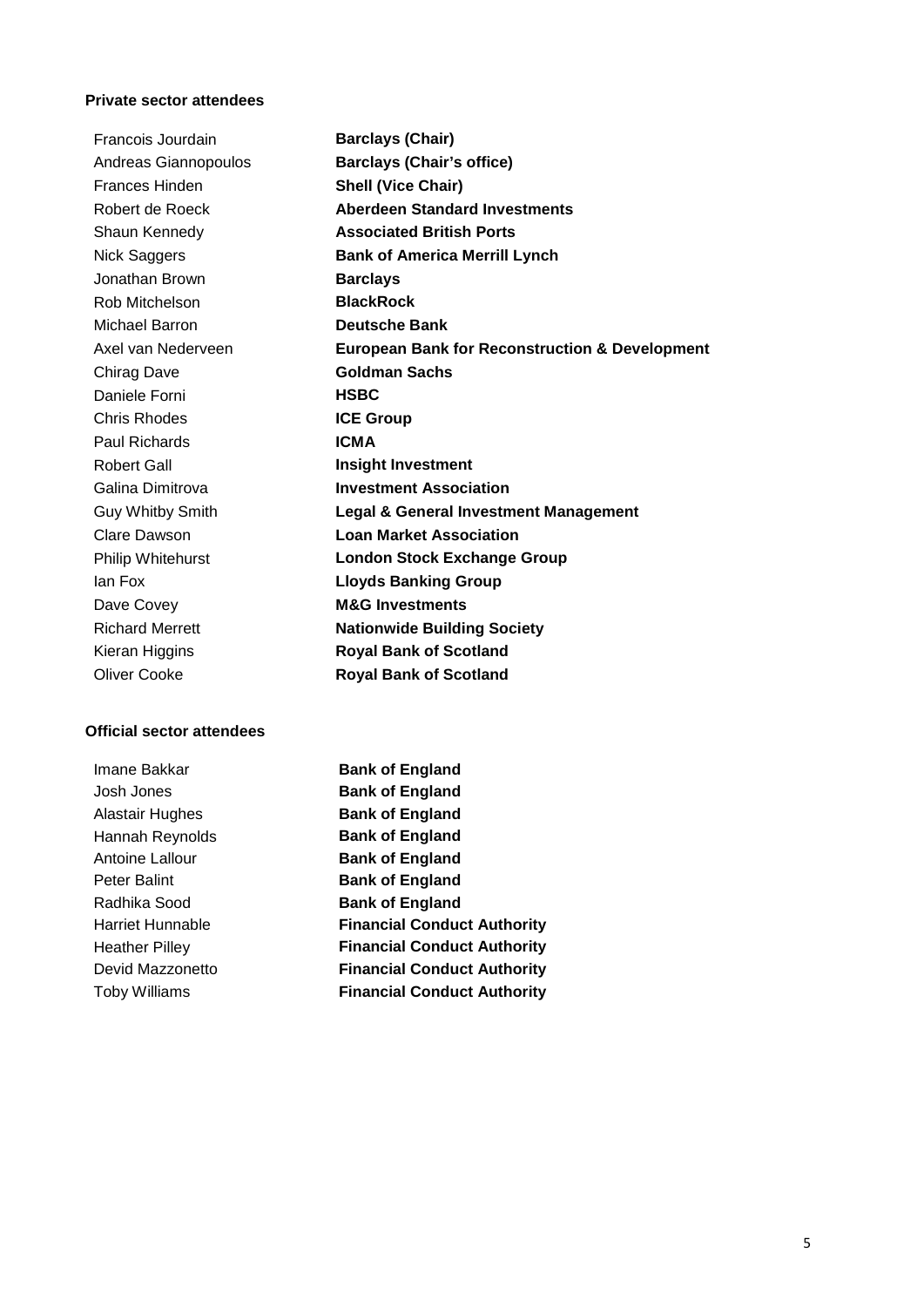**Private sector attendees**

| | |
|---|---|
| Francois Jourdain | **Barclays (Chair)** |
| Andreas Giannopoulos | **Barclays (Chair's office)** |
| Frances Hinden | **Shell (Vice Chair)** |
| Robert de Roeck | **Aberdeen Standard Investments** |
| Shaun Kennedy | **Associated British Ports** |
| Nick Saggers | **Bank of America Merrill Lynch** |
| Jonathan Brown | **Barclays** |
| Rob Mitchelson | **BlackRock** |
| Michael Barron | **Deutsche Bank** |
| Axel van Nederveen | **European Bank for Reconstruction & Development** |
| Chirag Dave | **Goldman Sachs** |
| Daniele Forni | **HSBC** |
| Chris Rhodes | **ICE Group** |
| Paul Richards | **ICMA** |
| Robert Gall | **Insight Investment** |
| Galina Dimitrova | **Investment Association** |
| Guy Whitby Smith | **Legal & General Investment Management** |
| Clare Dawson | **Loan Market Association** |
| Philip Whitehurst | **London Stock Exchange Group** |
| Ian Fox | **Lloyds Banking Group** |
| Dave Covey | **M&G Investments** |
| Richard Merrett | **Nationwide Building Society** |
| Kieran Higgins | **Royal Bank of Scotland** |
| Oliver Cooke | **Royal Bank of Scotland** |

**Official sector attendees**

| | |
|---|---|
| Imane Bakkar | **Bank of England** |
| Josh Jones | **Bank of England** |
| Alastair Hughes | **Bank of England** |
| Hannah Reynolds | **Bank of England** |
| Antoine Lallour | **Bank of England** |
| Peter Balint | **Bank of England** |
| Radhika Sood | **Bank of England** |
| Harriet Hunnable | **Financial Conduct Authority** |
| Heather Pilley | **Financial Conduct Authority** |
| Devid Mazzonetto | **Financial Conduct Authority** |
| Toby Williams | **Financial Conduct Authority** |